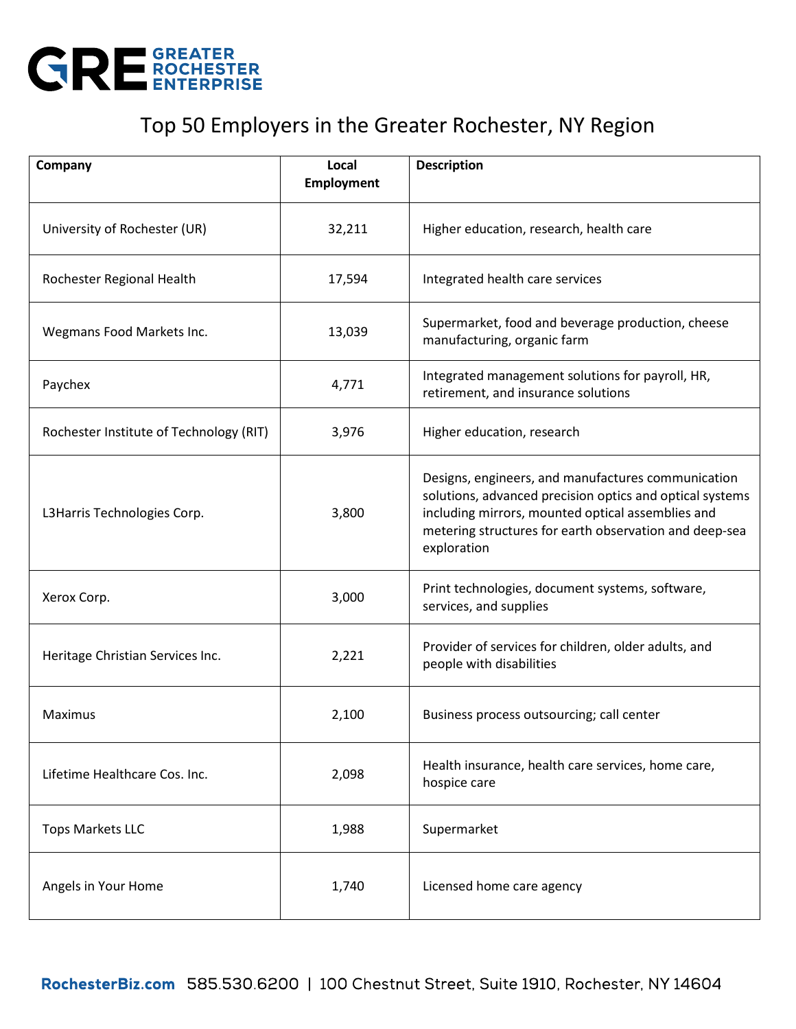GREATER ROCHESTER ENTERPRISE

# Top 50 Employers in the Greater Rochester, NY Region

| Company | Local Employment | Description |
|---|---|---|
| University of Rochester (UR) | 32,211 | Higher education, research, health care |
| Rochester Regional Health | 17,594 | Integrated health care services |
| Wegmans Food Markets Inc. | 13,039 | Supermarket, food and beverage production, cheese manufacturing, organic farm |
| Paychex | 4,771 | Integrated management solutions for payroll, HR, retirement, and insurance solutions |
| Rochester Institute of Technology (RIT) | 3,976 | Higher education, research |
| L3Harris Technologies Corp. | 3,800 | Designs, engineers, and manufactures communication solutions, advanced precision optics and optical systems including mirrors, mounted optical assemblies and metering structures for earth observation and deep-sea exploration |
| Xerox Corp. | 3,000 | Print technologies, document systems, software, services, and supplies |
| Heritage Christian Services Inc. | 2,221 | Provider of services for children, older adults, and people with disabilities |
| Maximus | 2,100 | Business process outsourcing; call center |
| Lifetime Healthcare Cos. Inc. | 2,098 | Health insurance, health care services, home care, hospice care |
| Tops Markets LLC | 1,988 | Supermarket |
| Angels in Your Home | 1,740 | Licensed home care agency |

RochesterBiz.com 585.530.6200 | 100 Chestnut Street, Suite 1910, Rochester, NY 14604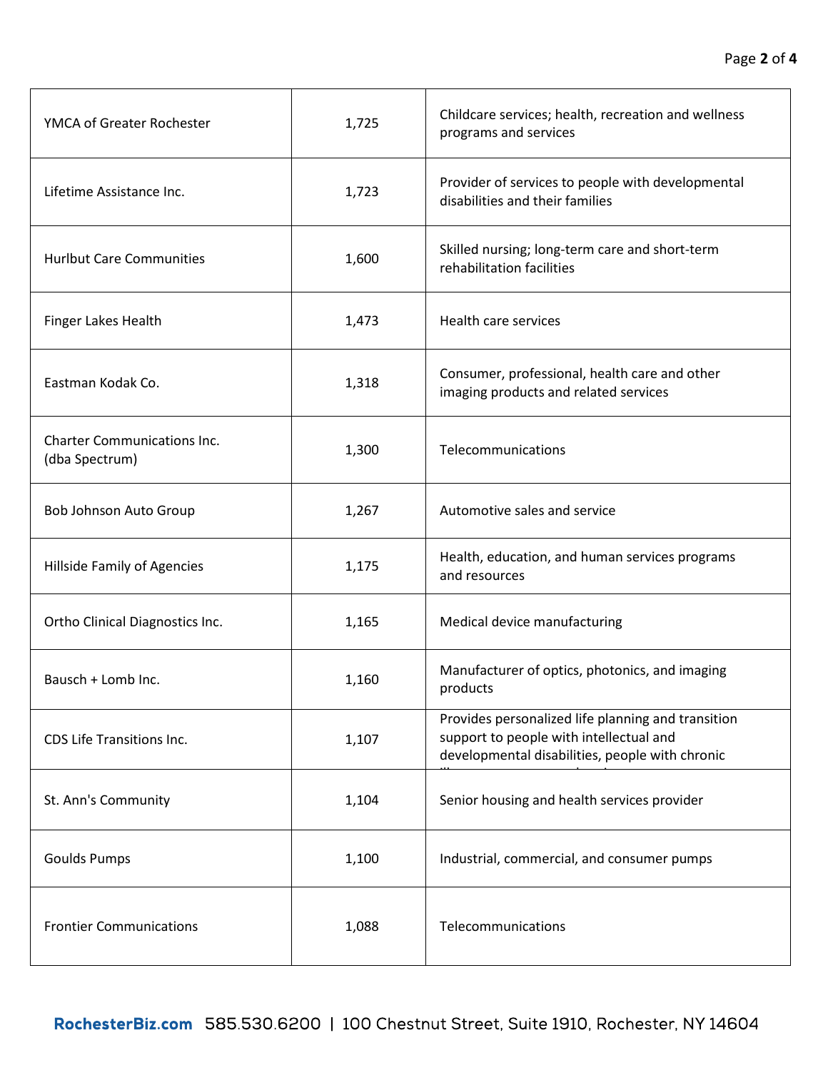| YMCA of Greater Rochester | 1,725 | Childcare services; health, recreation and wellness programs and services |
|---|---|---|
| Lifetime Assistance Inc. | 1,723 | Provider of services to people with developmental disabilities and their families |
| Hurlbut Care Communities | 1,600 | Skilled nursing; long-term care and short-term rehabilitation facilities |
| Finger Lakes Health | 1,473 | Health care services |
| Eastman Kodak Co. | 1,318 | Consumer, professional, health care and other imaging products and related services |
| Charter Communications Inc. (dba Spectrum) | 1,300 | Telecommunications |
| Bob Johnson Auto Group | 1,267 | Automotive sales and service |
| Hillside Family of Agencies | 1,175 | Health, education, and human services programs and resources |
| Ortho Clinical Diagnostics Inc. | 1,165 | Medical device manufacturing |
| Bausch + Lomb Inc. | 1,160 | Manufacturer of optics, photonics, and imaging products |
| CDS Life Transitions Inc. | 1,107 | Provides personalized life planning and transition support to people with intellectual and developmental disabilities, people with chronic |
| St. Ann's Community | 1,104 | Senior housing and health services provider |
| Goulds Pumps | 1,100 | Industrial, commercial, and consumer pumps |
| Frontier Communications | 1,088 | Telecommunications |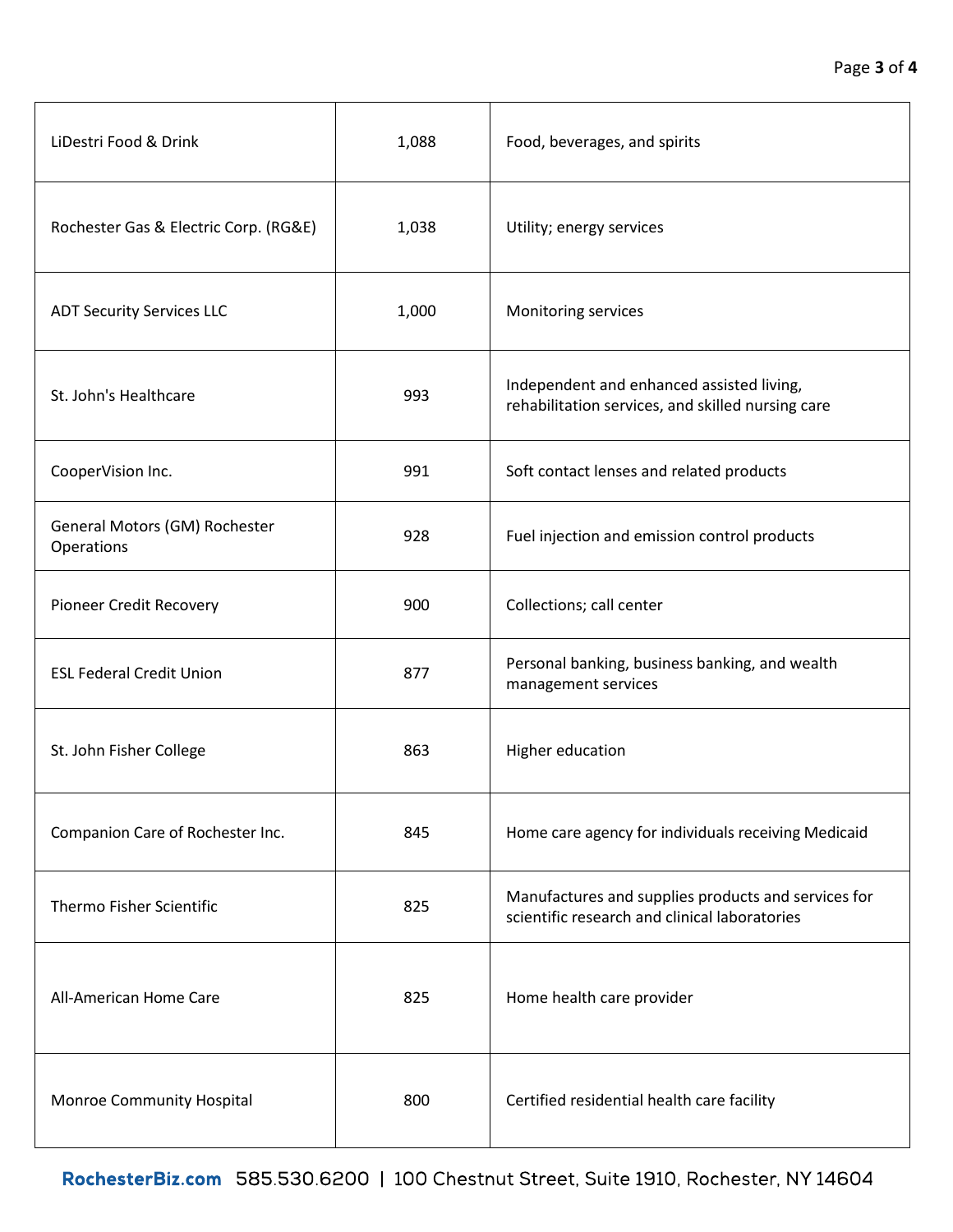| | | |
|---|---|---|
| LiDestri Food & Drink | 1,088 | Food, beverages, and spirits |
| Rochester Gas & Electric Corp. (RG&E) | 1,038 | Utility; energy services |
| ADT Security Services LLC | 1,000 | Monitoring services |
| St. John's Healthcare | 993 | Independent and enhanced assisted living, rehabilitation services, and skilled nursing care |
| CooperVision Inc. | 991 | Soft contact lenses and related products |
| General Motors (GM) Rochester Operations | 928 | Fuel injection and emission control products |
| Pioneer Credit Recovery | 900 | Collections; call center |
| ESL Federal Credit Union | 877 | Personal banking, business banking, and wealth management services |
| St. John Fisher College | 863 | Higher education |
| Companion Care of Rochester Inc. | 845 | Home care agency for individuals receiving Medicaid |
| Thermo Fisher Scientific | 825 | Manufactures and supplies products and services for scientific research and clinical laboratories |
| All-American Home Care | 825 | Home health care provider |
| Monroe Community Hospital | 800 | Certified residential health care facility |

**RochesterBiz.com** 585.530.6200 | 100 Chestnut Street, Suite 1910, Rochester, NY 14604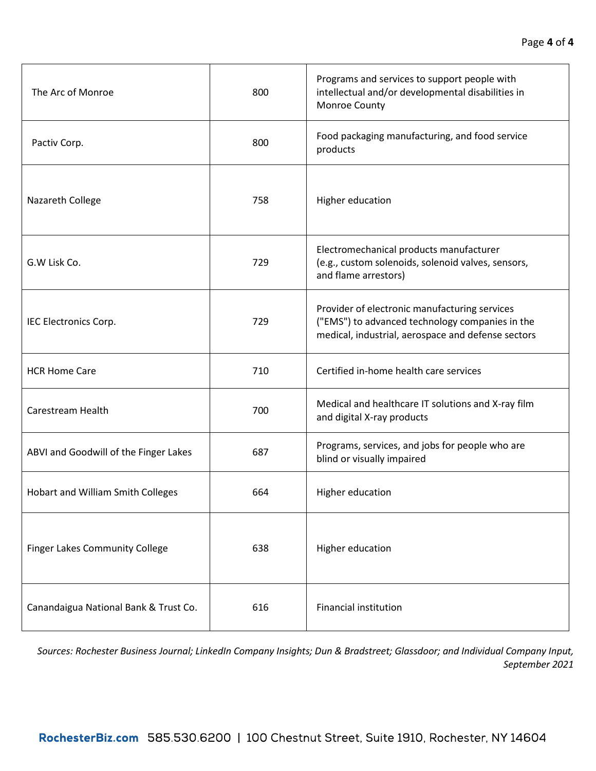| | | |
|---|---|---|
| The Arc of Monroe | 800 | Programs and services to support people with intellectual and/or developmental disabilities in Monroe County |
| Pactiv Corp. | 800 | Food packaging manufacturing, and food service products |
| Nazareth College | 758 | Higher education |
| G.W Lisk Co. | 729 | Electromechanical products manufacturer (e.g., custom solenoids, solenoid valves, sensors, and flame arrestors) |
| IEC Electronics Corp. | 729 | Provider of electronic manufacturing services ("EMS") to advanced technology companies in the medical, industrial, aerospace and defense sectors |
| HCR Home Care | 710 | Certified in-home health care services |
| Carestream Health | 700 | Medical and healthcare IT solutions and X-ray film and digital X-ray products |
| ABVI and Goodwill of the Finger Lakes | 687 | Programs, services, and jobs for people who are blind or visually impaired |
| Hobart and William Smith Colleges | 664 | Higher education |
| Finger Lakes Community College | 638 | Higher education |
| Canandaigua National Bank & Trust Co. | 616 | Financial institution |

*Sources: Rochester Business Journal; LinkedIn Company Insights; Dun & Bradstreet; Glassdoor; and Individual Company Input, September 2021*

**RochesterBiz.com** 585.530.6200 | 100 Chestnut Street, Suite 1910, Rochester, NY 14604